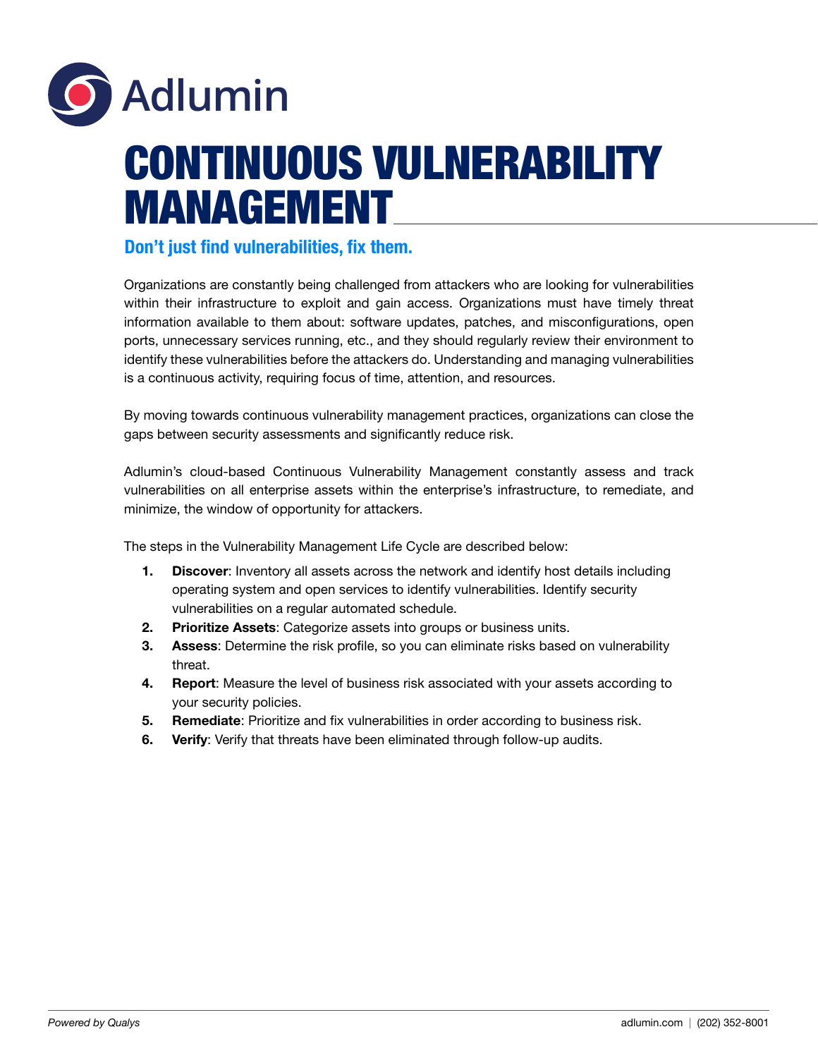Adlumin

# CONTINUOUS VULNERABILITY MANAGEMENT

## Don't just find vulnerabilities, fix them.

Organizations are constantly being challenged from attackers who are looking for vulnerabilities within their infrastructure to exploit and gain access. Organizations must have timely threat information available to them about: software updates, patches, and misconfigurations, open ports, unnecessary services running, etc., and they should regularly review their environment to identify these vulnerabilities before the attackers do. Understanding and managing vulnerabilities is a continuous activity, requiring focus of time, attention, and resources.

By moving towards continuous vulnerability management practices, organizations can close the gaps between security assessments and significantly reduce risk.

Adlumin's cloud-based Continuous Vulnerability Management constantly assess and track vulnerabilities on all enterprise assets within the enterprise's infrastructure, to remediate, and minimize, the window of opportunity for attackers.

The steps in the Vulnerability Management Life Cycle are described below:

1. **Discover**: Inventory all assets across the network and identify host details including operating system and open services to identify vulnerabilities. Identify security vulnerabilities on a regular automated schedule.
2. **Prioritize Assets**: Categorize assets into groups or business units.
3. **Assess**: Determine the risk profile, so you can eliminate risks based on vulnerability threat.
4. **Report**: Measure the level of business risk associated with your assets according to your security policies.
5. **Remediate**: Prioritize and fix vulnerabilities in order according to business risk.
6. **Verify**: Verify that threats have been eliminated through follow-up audits.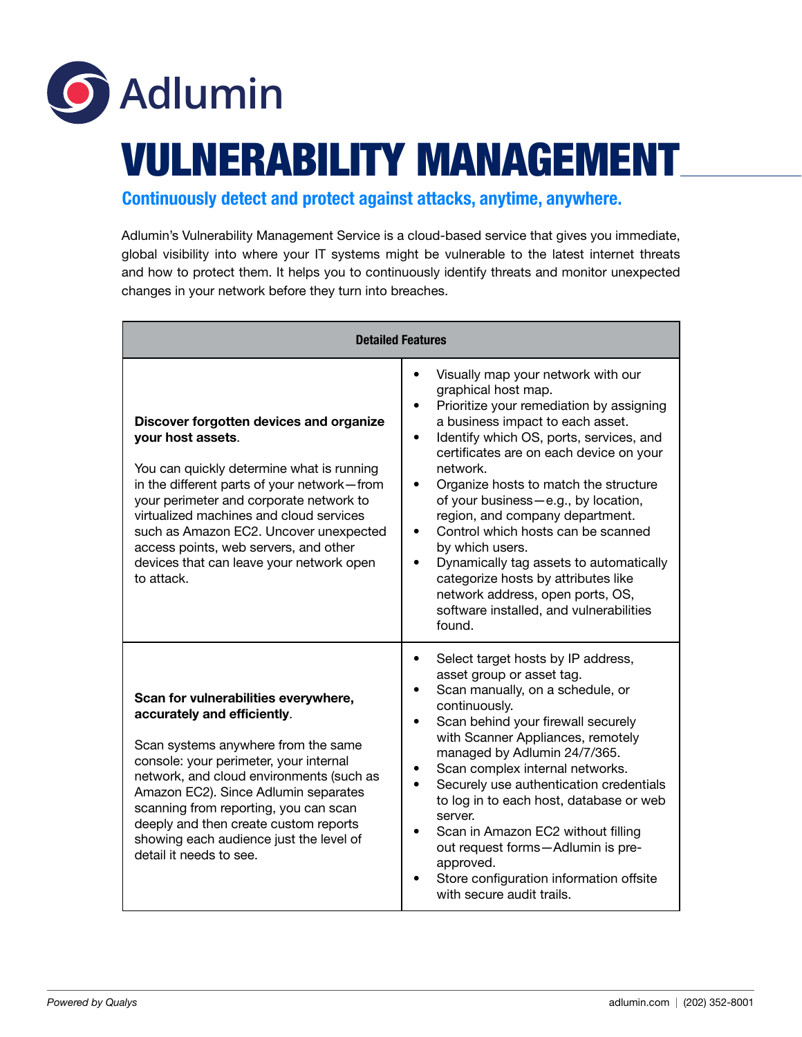Adlumin

# VULNERABILITY MANAGEMENT

## Continuously detect and protect against attacks, anytime, anywhere.

Adlumin's Vulnerability Management Service is a cloud-based service that gives you immediate, global visibility into where your IT systems might be vulnerable to the latest internet threats and how to protect them. It helps you to continuously identify threats and monitor unexpected changes in your network before they turn into breaches.

| Detailed Features | |
|---|---|
| **Discover forgotten devices and organize your host assets**.<br><br>You can quickly determine what is running in the different parts of your network—from your perimeter and corporate network to virtualized machines and cloud services such as Amazon EC2. Uncover unexpected access points, web servers, and other devices that can leave your network open to attack. | • Visually map your network with our graphical host map.<br>• Prioritize your remediation by assigning a business impact to each asset.<br>• Identify which OS, ports, services, and certificates are on each device on your network.<br>• Organize hosts to match the structure of your business—e.g., by location, region, and company department.<br>• Control which hosts can be scanned by which users.<br>• Dynamically tag assets to automatically categorize hosts by attributes like network address, open ports, OS, software installed, and vulnerabilities found. |
| **Scan for vulnerabilities everywhere, accurately and efficiently**.<br><br>Scan systems anywhere from the same console: your perimeter, your internal network, and cloud environments (such as Amazon EC2). Since Adlumin separates scanning from reporting, you can scan deeply and then create custom reports showing each audience just the level of detail it needs to see. | • Select target hosts by IP address, asset group or asset tag.<br>• Scan manually, on a schedule, or continuously.<br>• Scan behind your firewall securely with Scanner Appliances, remotely managed by Adlumin 24/7/365.<br>• Scan complex internal networks.<br>• Securely use authentication credentials to log in to each host, database or web server.<br>• Scan in Amazon EC2 without filling out request forms—Adlumin is pre-approved.<br>• Store configuration information offsite with secure audit trails. |

*Powered by Qualys*

adlumin.com | (202) 352-8001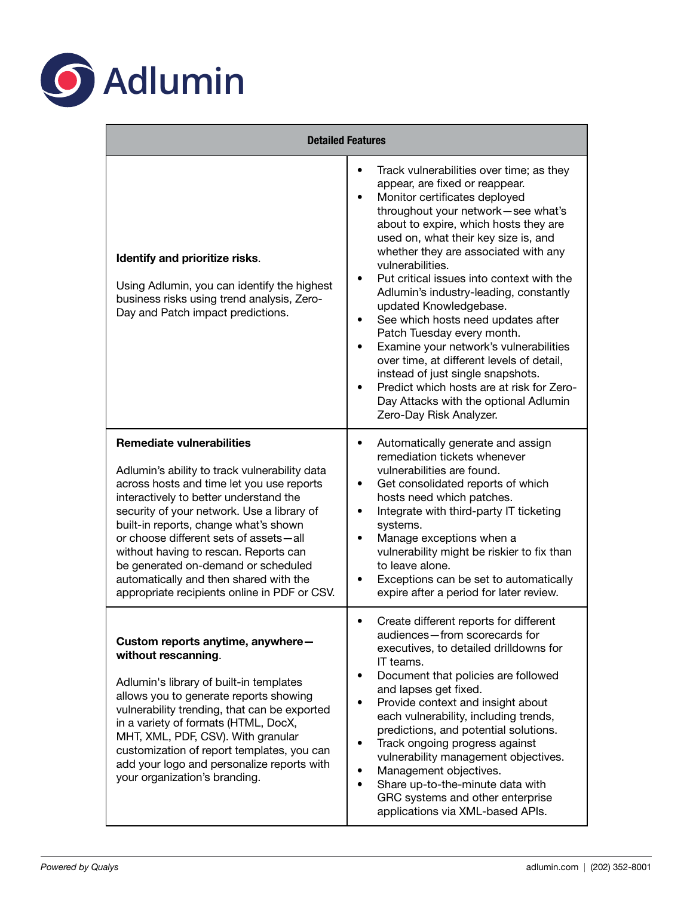| Detailed Features | |
|---|---|
| **Identify and prioritize risks**.<br><br>Using Adlumin, you can identify the highest business risks using trend analysis, Zero-Day and Patch impact predictions. | • Track vulnerabilities over time; as they appear, are fixed or reappear.<br>• Monitor certificates deployed throughout your network—see what's about to expire, which hosts they are used on, what their key size is, and whether they are associated with any vulnerabilities.<br>• Put critical issues into context with the Adlumin's industry-leading, constantly updated Knowledgebase.<br>• See which hosts need updates after Patch Tuesday every month.<br>• Examine your network's vulnerabilities over time, at different levels of detail, instead of just single snapshots.<br>• Predict which hosts are at risk for Zero-Day Attacks with the optional Adlumin Zero-Day Risk Analyzer. |
| **Remediate vulnerabilities**<br><br>Adlumin's ability to track vulnerability data across hosts and time let you use reports interactively to better understand the security of your network. Use a library of built-in reports, change what's shown or choose different sets of assets—all without having to rescan. Reports can be generated on-demand or scheduled automatically and then shared with the appropriate recipients online in PDF or CSV. | • Automatically generate and assign remediation tickets whenever vulnerabilities are found.<br>• Get consolidated reports of which hosts need which patches.<br>• Integrate with third-party IT ticketing systems.<br>• Manage exceptions when a vulnerability might be riskier to fix than to leave alone.<br>• Exceptions can be set to automatically expire after a period for later review. |
| **Custom reports anytime, anywhere—without rescanning**.<br><br>Adlumin's library of built-in templates allows you to generate reports showing vulnerability trending, that can be exported in a variety of formats (HTML, DocX, MHT, XML, PDF, CSV). With granular customization of report templates, you can add your logo and personalize reports with your organization's branding. | • Create different reports for different audiences—from scorecards for executives, to detailed drilldowns for IT teams.<br>• Document that policies are followed and lapses get fixed.<br>• Provide context and insight about each vulnerability, including trends, predictions, and potential solutions.<br>• Track ongoing progress against vulnerability management objectives.<br>• Management objectives.<br>• Share up-to-the-minute data with GRC systems and other enterprise applications via XML-based APIs. |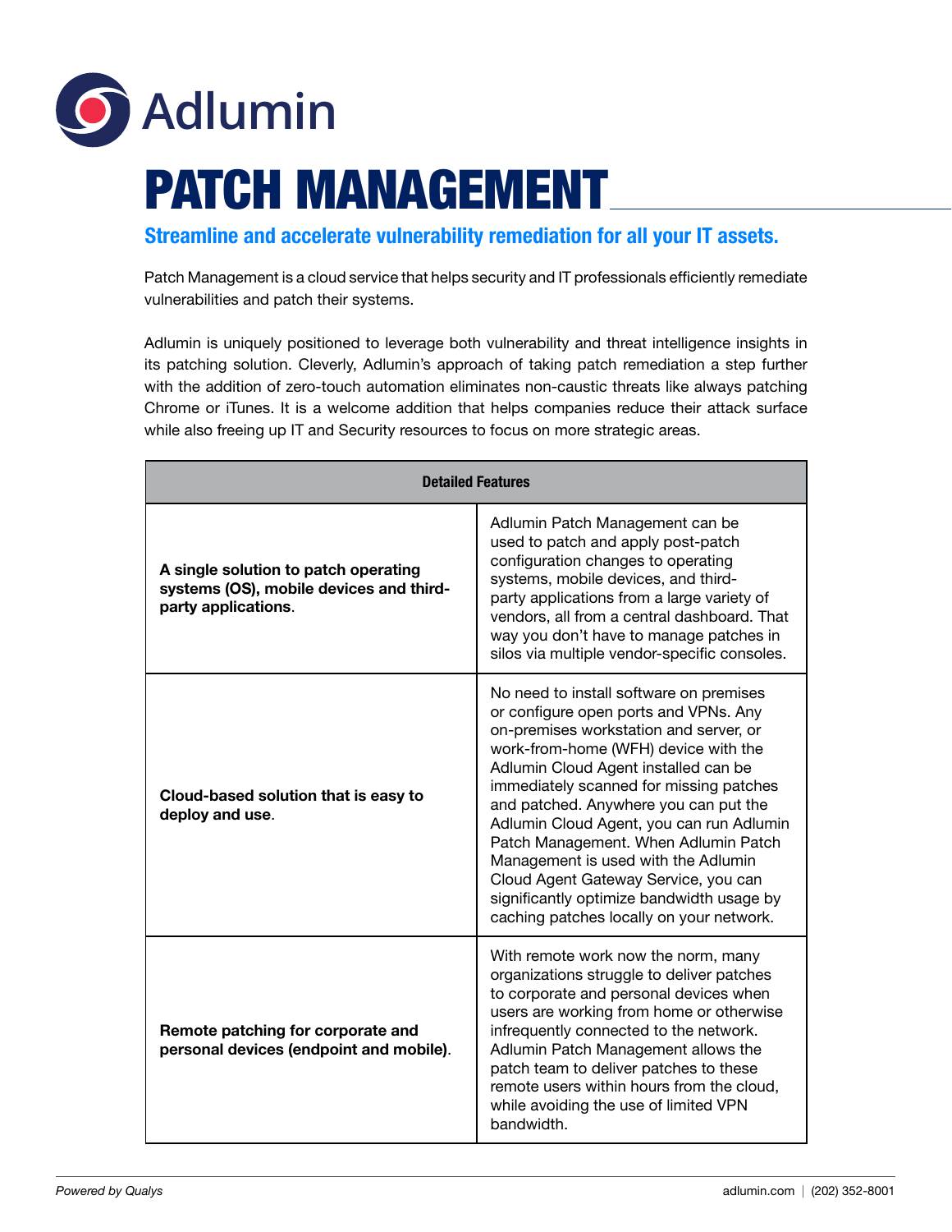# Adlumin

# PATCH MANAGEMENT

## Streamline and accelerate vulnerability remediation for all your IT assets.

Patch Management is a cloud service that helps security and IT professionals efficiently remediate vulnerabilities and patch their systems.

Adlumin is uniquely positioned to leverage both vulnerability and threat intelligence insights in its patching solution. Cleverly, Adlumin's approach of taking patch remediation a step further with the addition of zero-touch automation eliminates non-caustic threats like always patching Chrome or iTunes. It is a welcome addition that helps companies reduce their attack surface while also freeing up IT and Security resources to focus on more strategic areas.

| Detailed Features | |
|---|---|
| **A single solution to patch operating systems (OS), mobile devices and third-party applications**. | Adlumin Patch Management can be used to patch and apply post-patch configuration changes to operating systems, mobile devices, and third-party applications from a large variety of vendors, all from a central dashboard. That way you don't have to manage patches in silos via multiple vendor-specific consoles. |
| **Cloud-based solution that is easy to deploy and use**. | No need to install software on premises or configure open ports and VPNs. Any on-premises workstation and server, or work-from-home (WFH) device with the Adlumin Cloud Agent installed can be immediately scanned for missing patches and patched. Anywhere you can put the Adlumin Cloud Agent, you can run Adlumin Patch Management. When Adlumin Patch Management is used with the Adlumin Cloud Agent Gateway Service, you can significantly optimize bandwidth usage by caching patches locally on your network. |
| **Remote patching for corporate and personal devices (endpoint and mobile)**. | With remote work now the norm, many organizations struggle to deliver patches to corporate and personal devices when users are working from home or otherwise infrequently connected to the network. Adlumin Patch Management allows the patch team to deliver patches to these remote users within hours from the cloud, while avoiding the use of limited VPN bandwidth. |

*Powered by Qualys*

adlumin.com | (202) 352-8001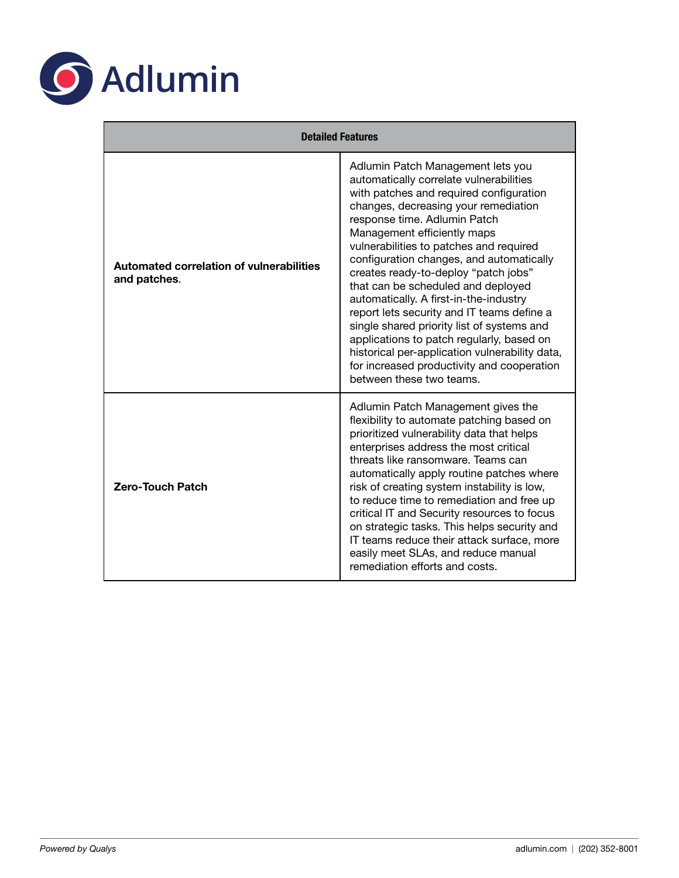| Detailed Features | |
|---|---|
| **Automated correlation of vulnerabilities and patches**. | Adlumin Patch Management lets you automatically correlate vulnerabilities with patches and required configuration changes, decreasing your remediation response time. Adlumin Patch Management efficiently maps vulnerabilities to patches and required configuration changes, and automatically creates ready-to-deploy "patch jobs" that can be scheduled and deployed automatically. A first-in-the-industry report lets security and IT teams define a single shared priority list of systems and applications to patch regularly, based on historical per-application vulnerability data, for increased productivity and cooperation between these two teams. |
| **Zero-Touch Patch** | Adlumin Patch Management gives the flexibility to automate patching based on prioritized vulnerability data that helps enterprises address the most critical threats like ransomware. Teams can automatically apply routine patches where risk of creating system instability is low, to reduce time to remediation and free up critical IT and Security resources to focus on strategic tasks. This helps security and IT teams reduce their attack surface, more easily meet SLAs, and reduce manual remediation efforts and costs. |